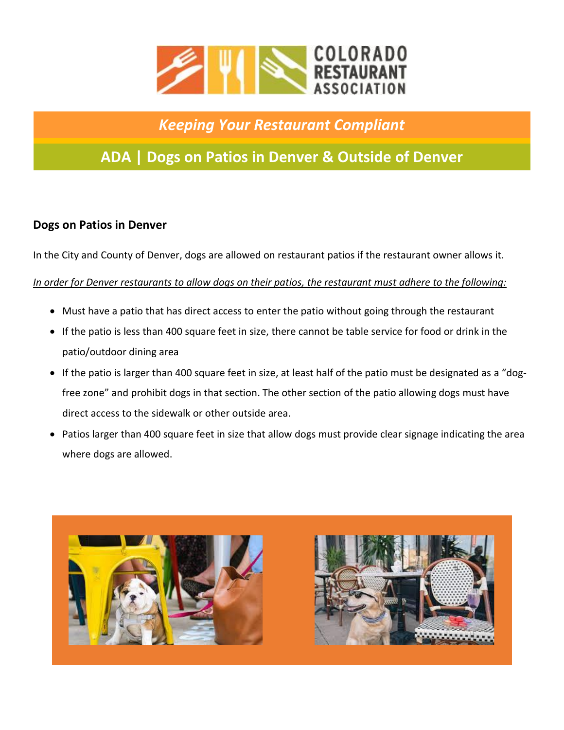COLORADO RESTAURANT ASSOCIATION

## *Keeping Your Restaurant Compliant*

# ADA | Dogs on Patios in Denver & Outside of Denver

### Dogs on Patios in Denver

In the City and County of Denver, dogs are allowed on restaurant patios if the restaurant owner allows it.

*In order for Denver restaurants to allow dogs on their patios, the restaurant must adhere to the following:*

- Must have a patio that has direct access to enter the patio without going through the restaurant
- If the patio is less than 400 square feet in size, there cannot be table service for food or drink in the patio/outdoor dining area
- If the patio is larger than 400 square feet in size, at least half of the patio must be designated as a "dog-free zone" and prohibit dogs in that section. The other section of the patio allowing dogs must have direct access to the sidewalk or other outside area.
- Patios larger than 400 square feet in size that allow dogs must provide clear signage indicating the area where dogs are allowed.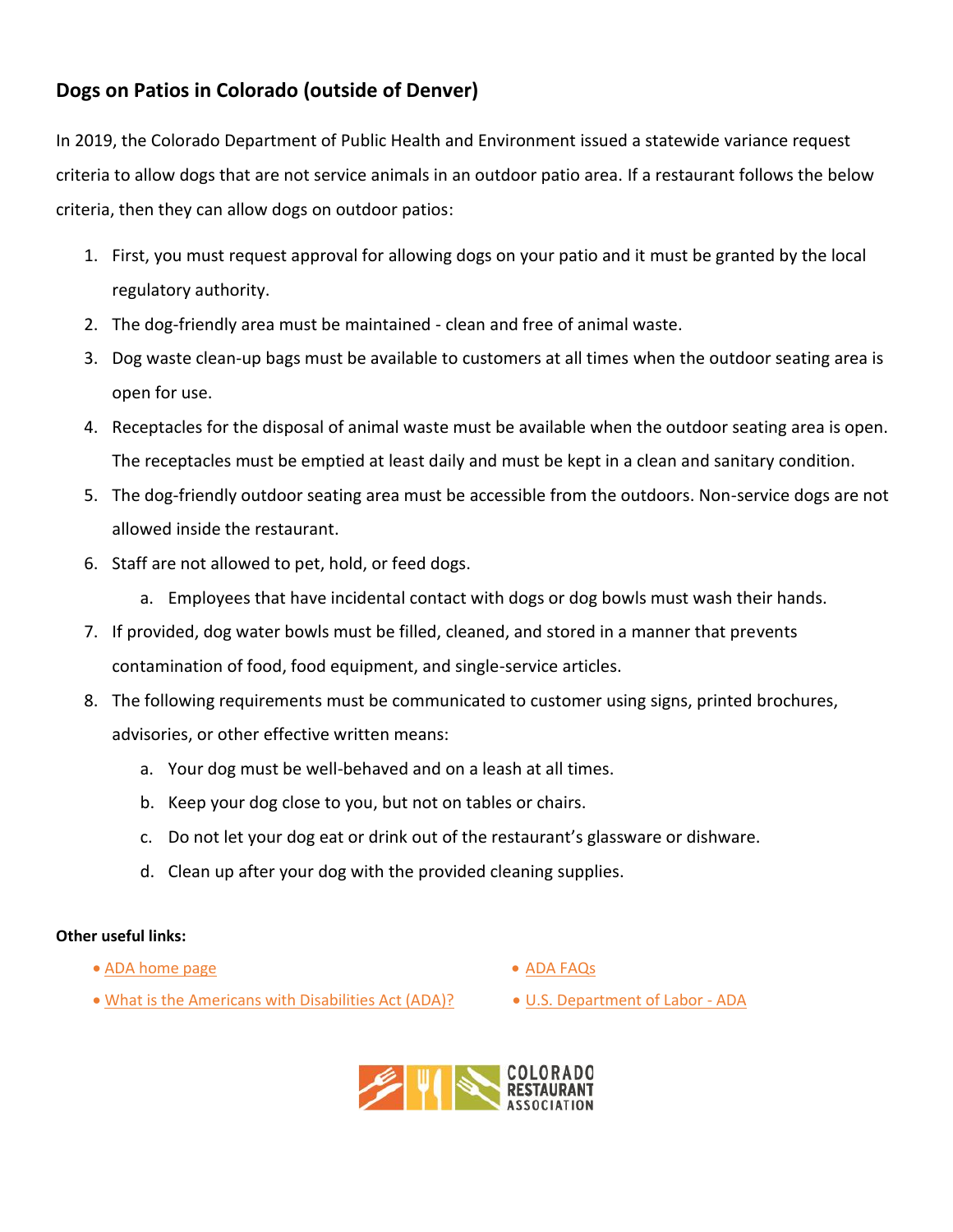## Dogs on Patios in Colorado (outside of Denver)

In 2019, the Colorado Department of Public Health and Environment issued a statewide variance request criteria to allow dogs that are not service animals in an outdoor patio area. If a restaurant follows the below criteria, then they can allow dogs on outdoor patios:

1. First, you must request approval for allowing dogs on your patio and it must be granted by the local regulatory authority.
2. The dog-friendly area must be maintained - clean and free of animal waste.
3. Dog waste clean-up bags must be available to customers at all times when the outdoor seating area is open for use.
4. Receptacles for the disposal of animal waste must be available when the outdoor seating area is open. The receptacles must be emptied at least daily and must be kept in a clean and sanitary condition.
5. The dog-friendly outdoor seating area must be accessible from the outdoors. Non-service dogs are not allowed inside the restaurant.
6. Staff are not allowed to pet, hold, or feed dogs.
   a. Employees that have incidental contact with dogs or dog bowls must wash their hands.
7. If provided, dog water bowls must be filled, cleaned, and stored in a manner that prevents contamination of food, food equipment, and single-service articles.
8. The following requirements must be communicated to customer using signs, printed brochures, advisories, or other effective written means:
   a. Your dog must be well-behaved and on a leash at all times.
   b. Keep your dog close to you, but not on tables or chairs.
   c. Do not let your dog eat or drink out of the restaurant's glassware or dishware.
   d. Clean up after your dog with the provided cleaning supplies.

**Other useful links:**

- ADA home page
- What is the Americans with Disabilities Act (ADA)?
- ADA FAQs
- U.S. Department of Labor - ADA

COLORADO RESTAURANT ASSOCIATION